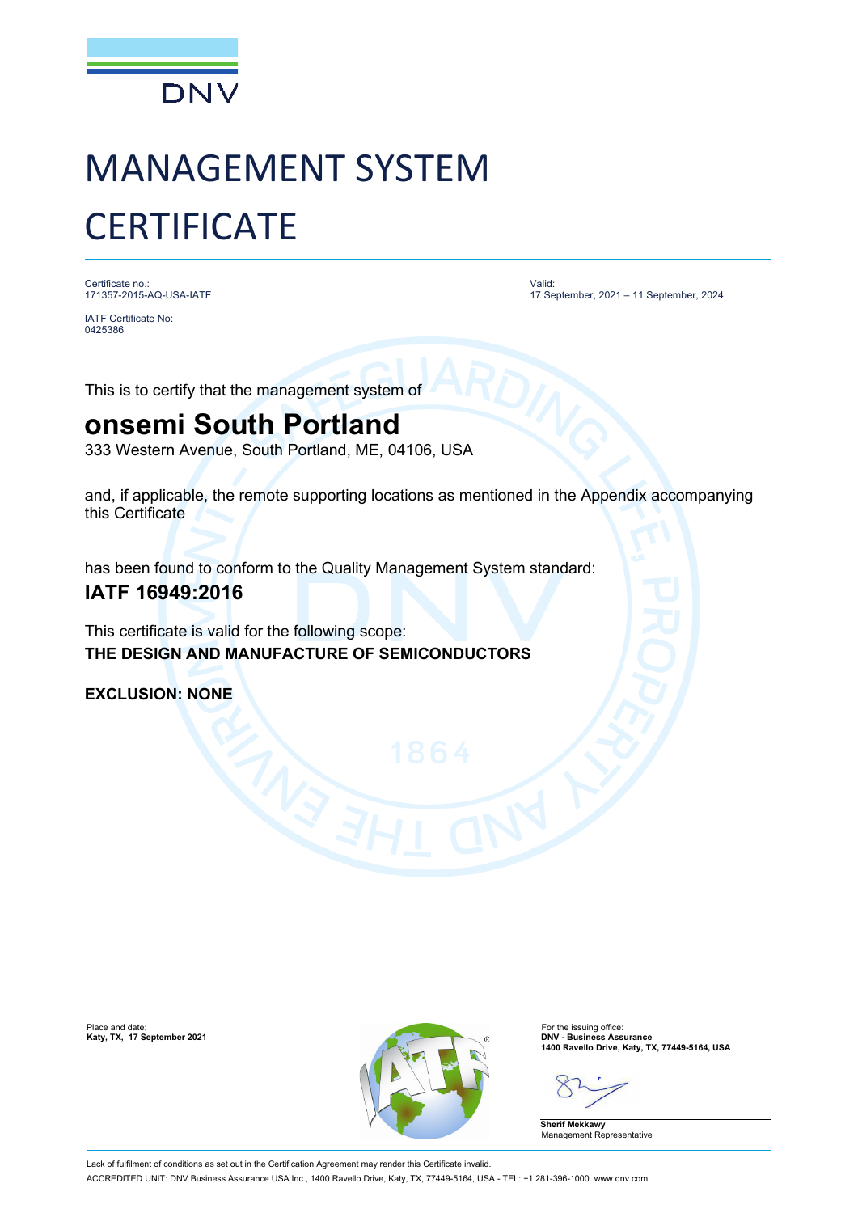DNV

# MANAGEMENT SYSTEM CERTIFICATE

Certificate no.:
171357-2015-AQ-USA-IATF

IATF Certificate No:
0425386

Valid:
17 September, 2021 – 11 September, 2024

This is to certify that the management system of

## onsemi South Portland

333 Western Avenue, South Portland, ME, 04106, USA

and, if applicable, the remote supporting locations as mentioned in the Appendix accompanying this Certificate

has been found to conform to the Quality Management System standard:

**IATF 16949:2016**

This certificate is valid for the following scope:

**THE DESIGN AND MANUFACTURE OF SEMICONDUCTORS**

**EXCLUSION: NONE**

Place and date:
**Katy, TX, 17 September 2021**

For the issuing office:
**DNV - Business Assurance**
**1400 Ravello Drive, Katy, TX, 77449-5164, USA**

**Sherif Mekkawy**
Management Representative

Lack of fulfilment of conditions as set out in the Certification Agreement may render this Certificate invalid.

ACCREDITED UNIT: DNV Business Assurance USA Inc., 1400 Ravello Drive, Katy, TX, 77449-5164, USA - TEL: +1 281-396-1000. www.dnv.com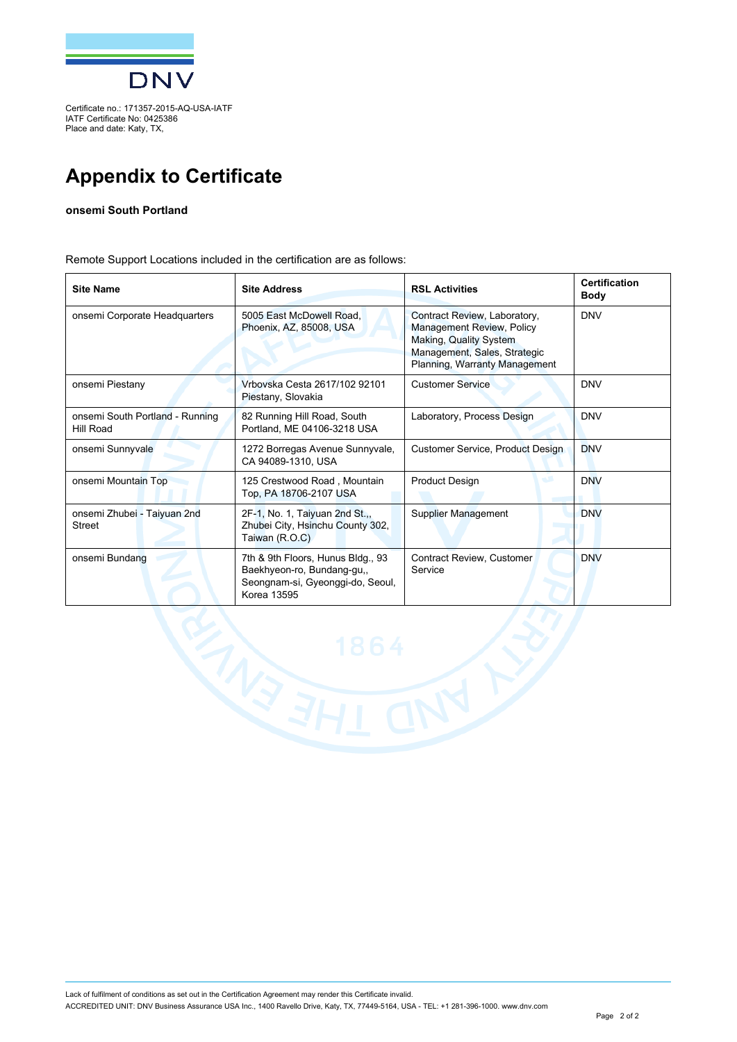Certificate no.: 171357-2015-AQ-USA-IATF
IATF Certificate No: 0425386
Place and date: Katy, TX,

# Appendix to Certificate

**onsemi South Portland**

Remote Support Locations included in the certification are as follows:

| Site Name | Site Address | RSL Activities | Certification Body |
|---|---|---|---|
| onsemi Corporate Headquarters | 5005 East McDowell Road, Phoenix, AZ, 85008, USA | Contract Review, Laboratory, Management Review, Policy Making, Quality System Management, Sales, Strategic Planning, Warranty Management | DNV |
| onsemi Piestany | Vrbovska Cesta 2617/102 92101 Piestany, Slovakia | Customer Service | DNV |
| onsemi South Portland - Running Hill Road | 82 Running Hill Road, South Portland, ME 04106-3218 USA | Laboratory, Process Design | DNV |
| onsemi Sunnyvale | 1272 Borregas Avenue Sunnyvale, CA 94089-1310, USA | Customer Service, Product Design | DNV |
| onsemi Mountain Top | 125 Crestwood Road , Mountain Top, PA 18706-2107 USA | Product Design | DNV |
| onsemi Zhubei - Taiyuan 2nd Street | 2F-1, No. 1, Taiyuan 2nd St.,, Zhubei City, Hsinchu County 302, Taiwan (R.O.C) | Supplier Management | DNV |
| onsemi Bundang | 7th & 9th Floors, Hunus Bldg., 93 Baekhyeon-ro, Bundang-gu,, Seongnam-si, Gyeonggi-do, Seoul, Korea 13595 | Contract Review, Customer Service | DNV |

Lack of fulfilment of conditions as set out in the Certification Agreement may render this Certificate invalid.
ACCREDITED UNIT: DNV Business Assurance USA Inc., 1400 Ravello Drive, Katy, TX, 77449-5164, USA - TEL: +1 281-396-1000. www.dnv.com